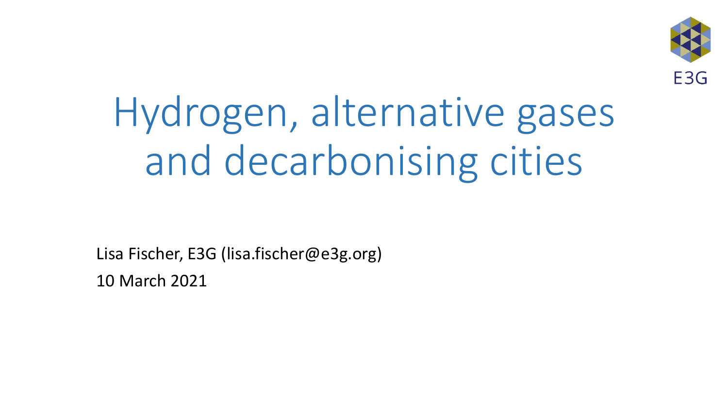E3G

# Hydrogen, alternative gases and decarbonising cities

Lisa Fischer, E3G (lisa.fischer@e3g.org)

10 March 2021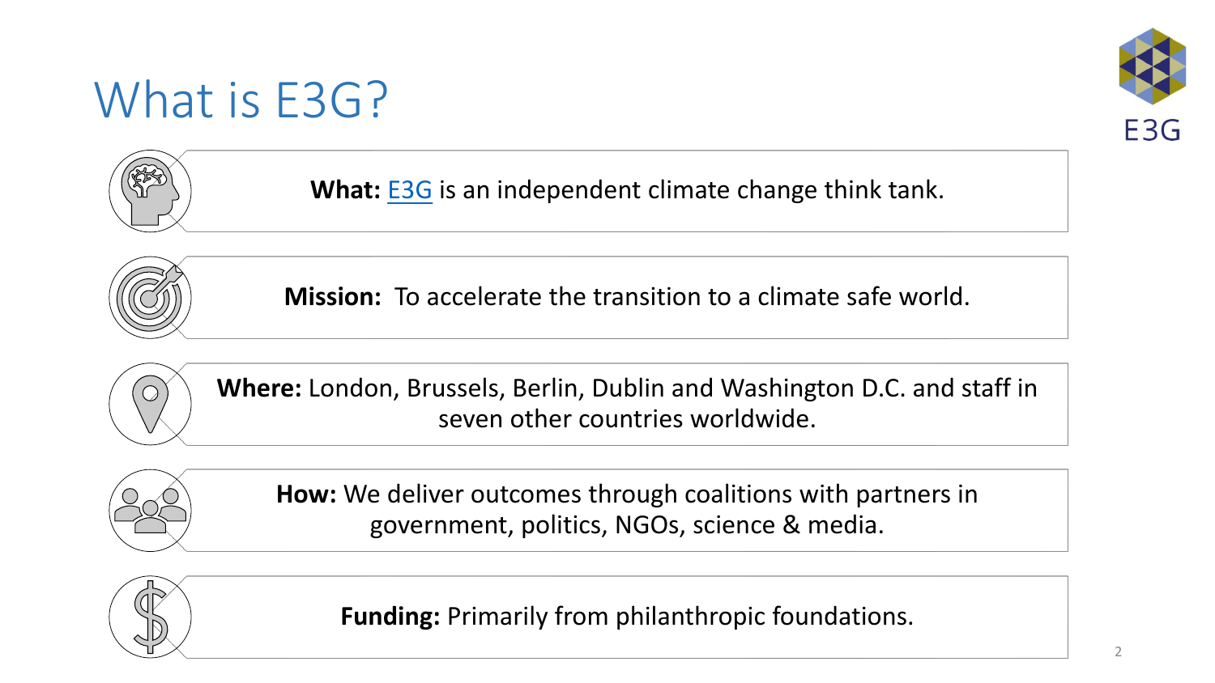# What is E3G?

**What:** E3G is an independent climate change think tank.

**Mission:** To accelerate the transition to a climate safe world.

**Where:** London, Brussels, Berlin, Dublin and Washington D.C. and staff in seven other countries worldwide.

**How:** We deliver outcomes through coalitions with partners in government, politics, NGOs, science & media.

**Funding:** Primarily from philanthropic foundations.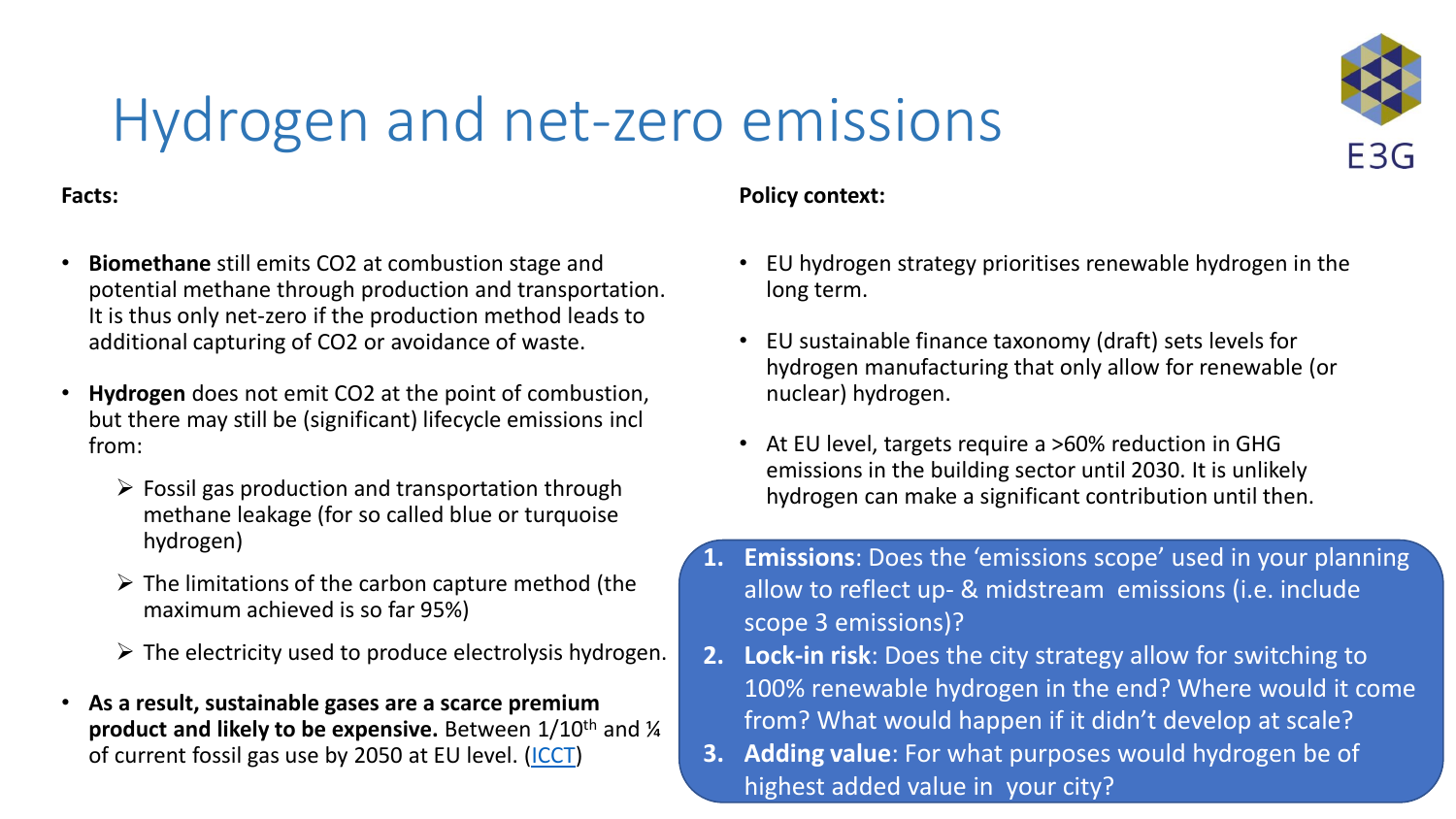# Hydrogen and net-zero emissions

**Facts:**

- **Biomethane** still emits $CO_2$ at combustion stage and potential methane through production and transportation. It is thus only net-zero if the production method leads to additional capturing of $CO_2$ or avoidance of waste.
- **Hydrogen** does not emit $CO_2$ at the point of combustion, but there may still be (significant) lifecycle emissions incl from:
  - Fossil gas production and transportation through methane leakage (for so called blue or turquoise hydrogen)
  - The limitations of the carbon capture method (the maximum achieved is so far 95%)
  - The electricity used to produce electrolysis hydrogen.
- **As a result, sustainable gases are a scarce premium product and likely to be expensive.** Between 1/10th and ¼ of current fossil gas use by 2050 at EU level. ([ICCT](ICCT))

**Policy context:**

- EU hydrogen strategy prioritises renewable hydrogen in the long term.
- EU sustainable finance taxonomy (draft) sets levels for hydrogen manufacturing that only allow for renewable (or nuclear) hydrogen.
- At EU level, targets require a >60% reduction in GHG emissions in the building sector until 2030. It is unlikely hydrogen can make a significant contribution until then.

1. **Emissions**: Does the 'emissions scope' used in your planning allow to reflect up- & midstream emissions (i.e. include scope 3 emissions)?
2. **Lock-in risk**: Does the city strategy allow for switching to 100% renewable hydrogen in the end? Where would it come from? What would happen if it didn't develop at scale?
3. **Adding value**: For what purposes would hydrogen be of highest added value in your city?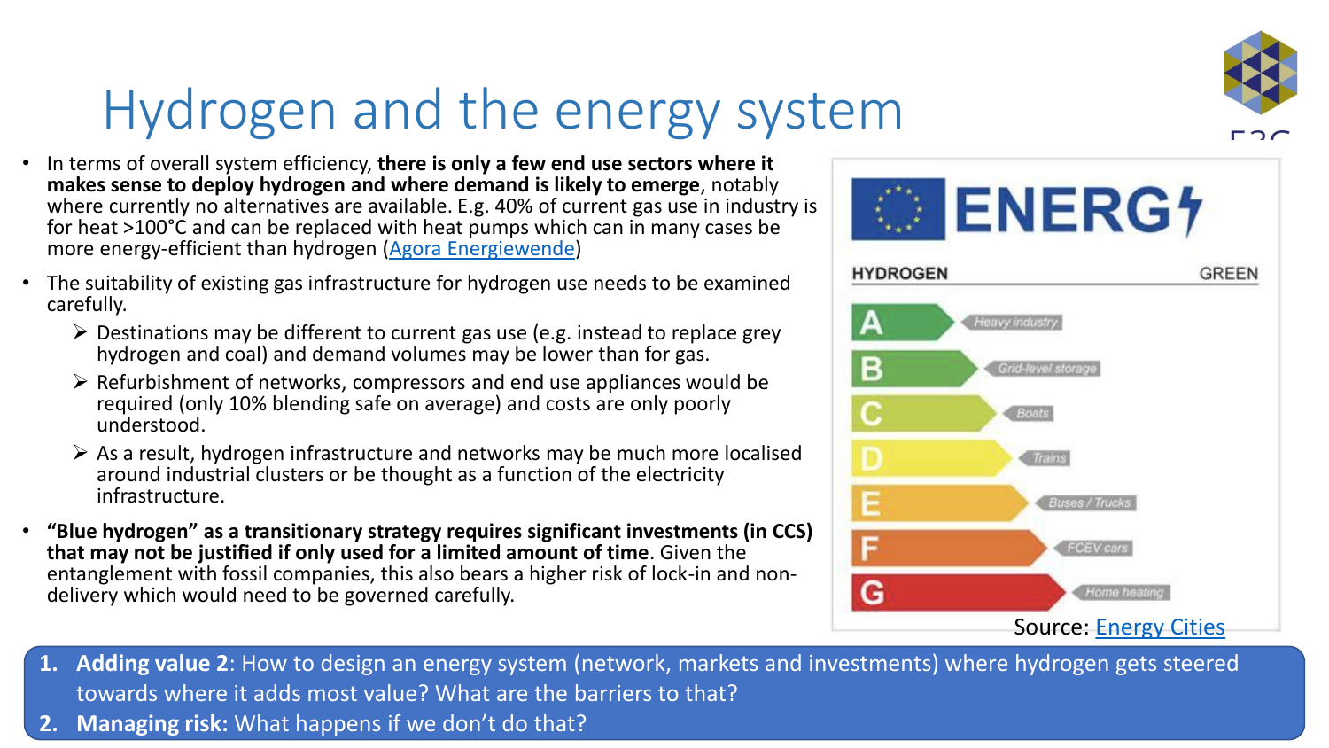# Hydrogen and the energy system

- In terms of overall system efficiency, **there is only a few end use sectors where it makes sense to deploy hydrogen and where demand is likely to emerge**, notably where currently no alternatives are available. E.g. 40% of current gas use in industry is for heat >100°C and can be replaced with heat pumps which can in many cases be more energy-efficient than hydrogen (Agora Energiewende)
- The suitability of existing gas infrastructure for hydrogen use needs to be examined carefully.
  - Destinations may be different to current gas use (e.g. instead to replace grey hydrogen and coal) and demand volumes may be lower than for gas.
  - Refurbishment of networks, compressors and end use appliances would be required (only 10% blending safe on average) and costs are only poorly understood.
  - As a result, hydrogen infrastructure and networks may be much more localised around industrial clusters or be thought as a function of the electricity infrastructure.
- **"Blue hydrogen" as a transitionary strategy requires significant investments (in CCS) that may not be justified if only used for a limited amount of time**. Given the entanglement with fossil companies, this also bears a higher risk of lock-in and non-delivery which would need to be governed carefully.

ENERGY

HYDROGEN — GREEN

| Rating | End use |
| --- | --- |
| A | Heavy industry |
| B | Grid-level storage |
| C | Boats |
| D | Trains |
| E | Buses / Trucks |
| F | FCEV cars |
| G | Home heating |

Source: Energy Cities

1. **Adding value 2**: How to design an energy system (network, markets and investments) where hydrogen gets steered towards where it adds most value? What are the barriers to that?
2. **Managing risk:** What happens if we don't do that?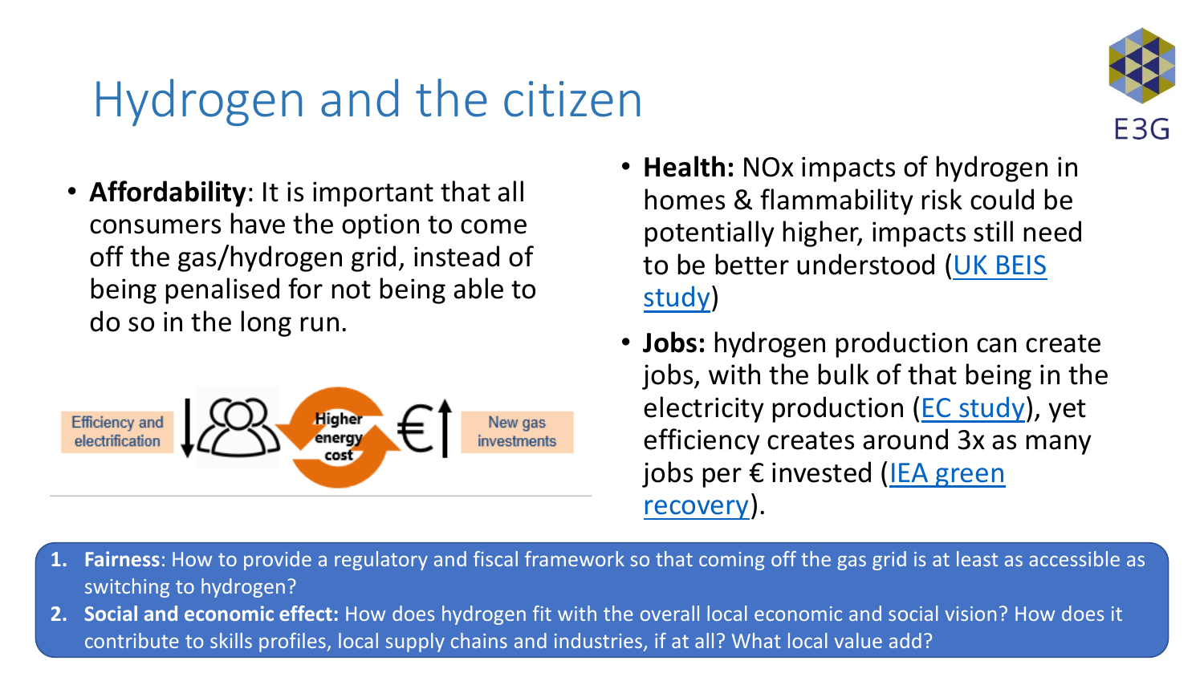# Hydrogen and the citizen

- **Affordability**: It is important that all consumers have the option to come off the gas/hydrogen grid, instead of being penalised for not being able to do so in the long run.

Efficiency and electrification ↓ Higher energy cost €↑ New gas investments

- **Health:** NOx impacts of hydrogen in homes & flammability risk could be potentially higher, impacts still need to be better understood (UK BEIS study)
- **Jobs:** hydrogen production can create jobs, with the bulk of that being in the electricity production (EC study), yet efficiency creates around 3x as many jobs per € invested (IEA green recovery).

1. **Fairness**: How to provide a regulatory and fiscal framework so that coming off the gas grid is at least as accessible as switching to hydrogen?
2. **Social and economic effect:** How does hydrogen fit with the overall local economic and social vision? How does it contribute to skills profiles, local supply chains and industries, if at all? What local value add?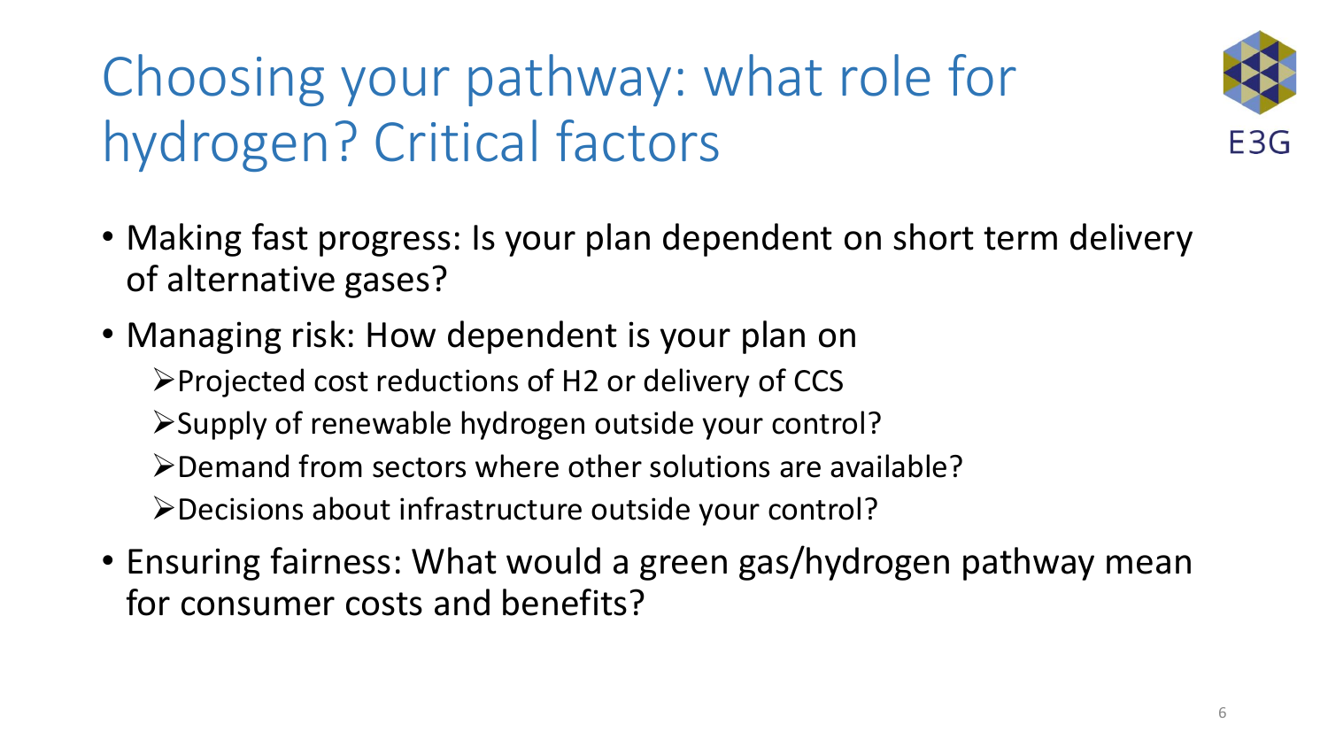# Choosing your pathway: what role for hydrogen? Critical factors

- Making fast progress: Is your plan dependent on short term delivery of alternative gases?
- Managing risk: How dependent is your plan on
  - Projected cost reductions of H2 or delivery of CCS
  - Supply of renewable hydrogen outside your control?
  - Demand from sectors where other solutions are available?
  - Decisions about infrastructure outside your control?
- Ensuring fairness: What would a green gas/hydrogen pathway mean for consumer costs and benefits?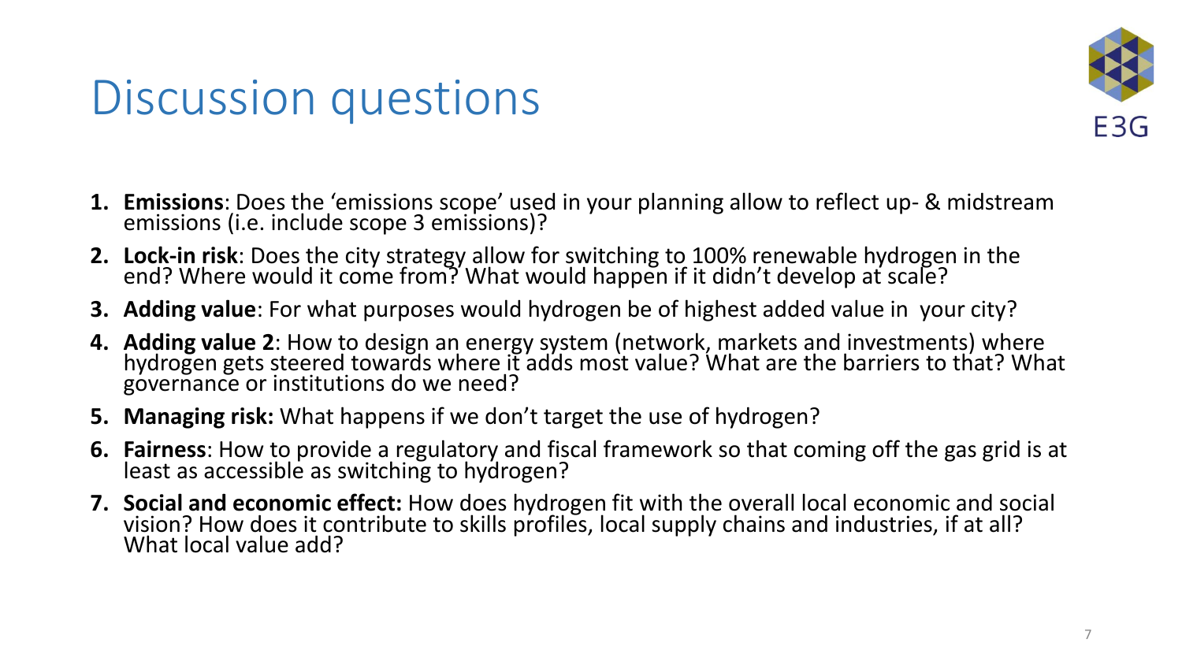# Discussion questions

1. **Emissions**: Does the 'emissions scope' used in your planning allow to reflect up- & midstream emissions (i.e. include scope 3 emissions)?
2. **Lock-in risk**: Does the city strategy allow for switching to 100% renewable hydrogen in the end? Where would it come from? What would happen if it didn't develop at scale?
3. **Adding value**: For what purposes would hydrogen be of highest added value in your city?
4. **Adding value 2**: How to design an energy system (network, markets and investments) where hydrogen gets steered towards where it adds most value? What are the barriers to that? What governance or institutions do we need?
5. **Managing risk:** What happens if we don't target the use of hydrogen?
6. **Fairness**: How to provide a regulatory and fiscal framework so that coming off the gas grid is at least as accessible as switching to hydrogen?
7. **Social and economic effect:** How does hydrogen fit with the overall local economic and social vision? How does it contribute to skills profiles, local supply chains and industries, if at all? What local value add?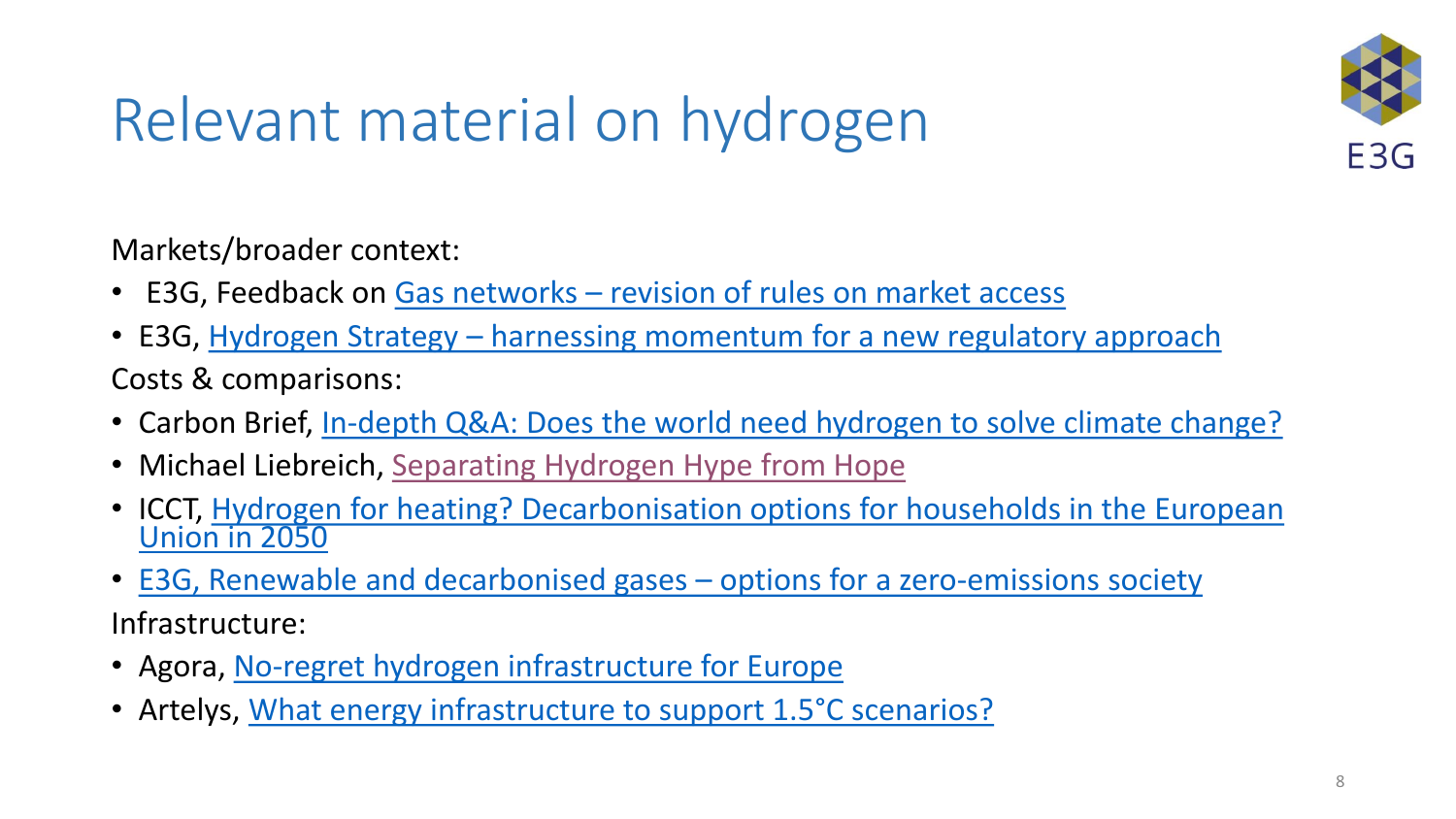# Relevant material on hydrogen

Markets/broader context:

- E3G, Feedback on Gas networks – revision of rules on market access
- E3G, Hydrogen Strategy – harnessing momentum for a new regulatory approach

Costs & comparisons:

- Carbon Brief, In-depth Q&A: Does the world need hydrogen to solve climate change?
- Michael Liebreich, Separating Hydrogen Hype from Hope
- ICCT, Hydrogen for heating? Decarbonisation options for households in the European Union in 2050
- E3G, Renewable and decarbonised gases – options for a zero-emissions society

Infrastructure:

- Agora, No-regret hydrogen infrastructure for Europe
- Artelys, What energy infrastructure to support 1.5°C scenarios?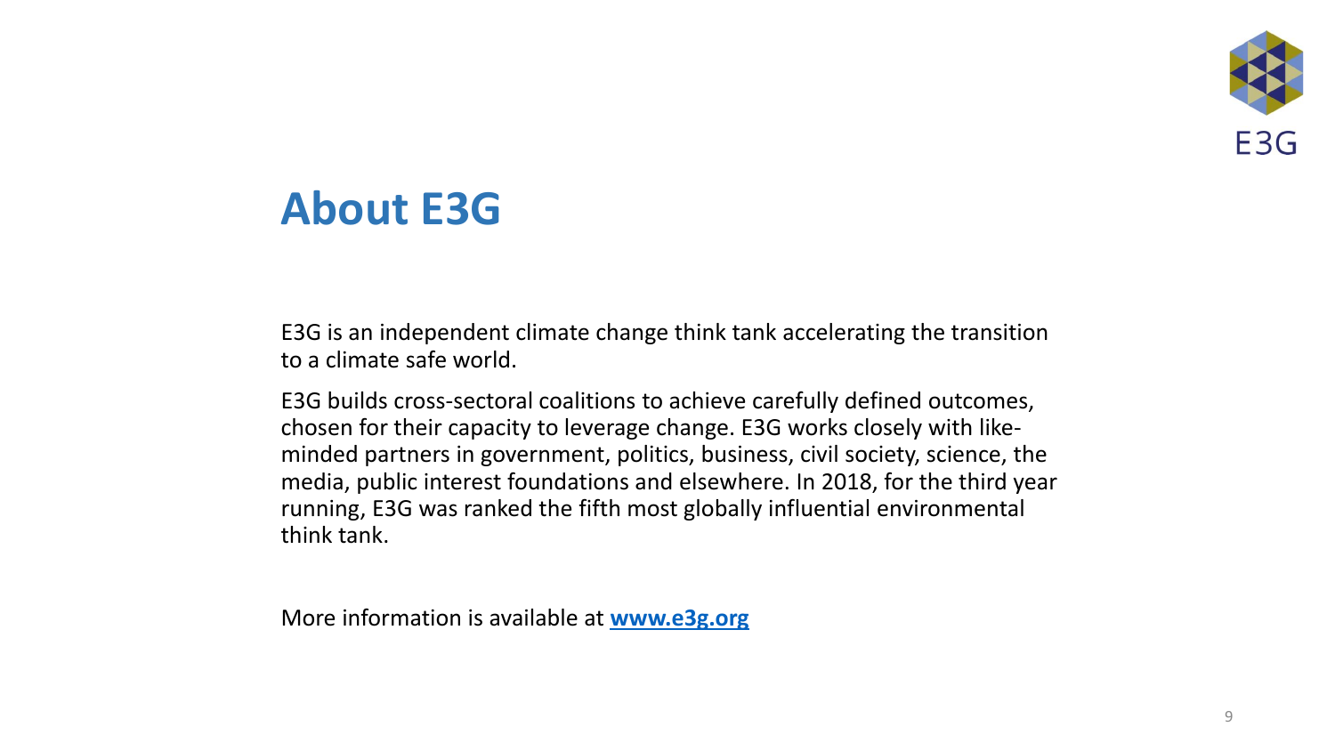# About E3G

E3G is an independent climate change think tank accelerating the transition to a climate safe world.

E3G builds cross-sectoral coalitions to achieve carefully defined outcomes, chosen for their capacity to leverage change. E3G works closely with like-minded partners in government, politics, business, civil society, science, the media, public interest foundations and elsewhere. In 2018, for the third year running, E3G was ranked the fifth most globally influential environmental think tank.

More information is available at **[www.e3g.org](http://www.e3g.org)**